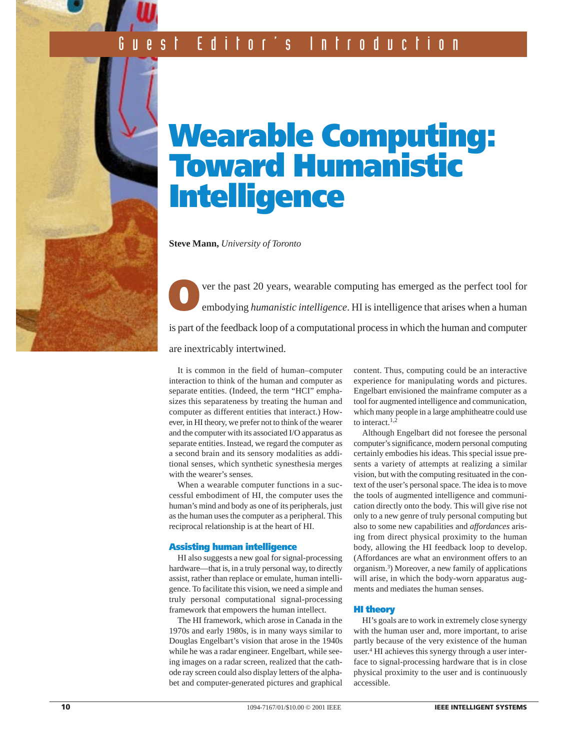Guest Editor's Introduction

# Wearable Computing: Toward Humanistic Intelligence

**Steve Mann,** *University of Toronto*

Over the past 20 years, wearable computing has emerged as the perfect tool for embodying *humanistic intelligence*. HI is intelligence that arises when a human is part of the feedback loop of a computational process in which the human and computer are inextricably intertwined.

It is common in the field of human–computer interaction to think of the human and computer as separate entities. (Indeed, the term "HCI" emphasizes this separateness by treating the human and computer as different entities that interact.) However, in HI theory, we prefer not to think of the wearer and the computer with its associated I/O apparatus as separate entities. Instead, we regard the computer as a second brain and its sensory modalities as additional senses, which synthetic synesthesia merges with the wearer's senses.

When a wearable computer functions in a successful embodiment of HI, the computer uses the human's mind and body as one of its peripherals, just as the human uses the computer as a peripheral. This reciprocal relationship is at the heart of HI.

## Assisting human intelligence

HI also suggests a new goal for signal-processing hardware—that is, in a truly personal way, to directly assist, rather than replace or emulate, human intelligence. To facilitate this vision, we need a simple and truly personal computational signal-processing framework that empowers the human intellect.

The HI framework, which arose in Canada in the 1970s and early 1980s, is in many ways similar to Douglas Engelbart's vision that arose in the 1940s while he was a radar engineer. Engelbart, while seeing images on a radar screen, realized that the cathode ray screen could also display letters of the alphabet and computer-generated pictures and graphical content. Thus, computing could be an interactive experience for manipulating words and pictures. Engelbart envisioned the mainframe computer as a tool for augmented intelligence and communication, which many people in a large amphitheatre could use to interact.[1,2]

Although Engelbart did not foresee the personal computer's significance, modern personal computing certainly embodies his ideas. This special issue presents a variety of attempts at realizing a similar vision, but with the computing resituated in the context of the user's personal space. The idea is to move the tools of augmented intelligence and communication directly onto the body. This will give rise not only to a new genre of truly personal computing but also to some new capabilities and *affordances* arising from direct physical proximity to the human body, allowing the HI feedback loop to develop. (Affordances are what an environment offers to an organism.[3]) Moreover, a new family of applications will arise, in which the body-worn apparatus augments and mediates the human senses.

## HI theory

HI's goals are to work in extremely close synergy with the human user and, more important, to arise partly because of the very existence of the human user.[4] HI achieves this synergy through a user interface to signal-processing hardware that is in close physical proximity to the user and is continuously accessible.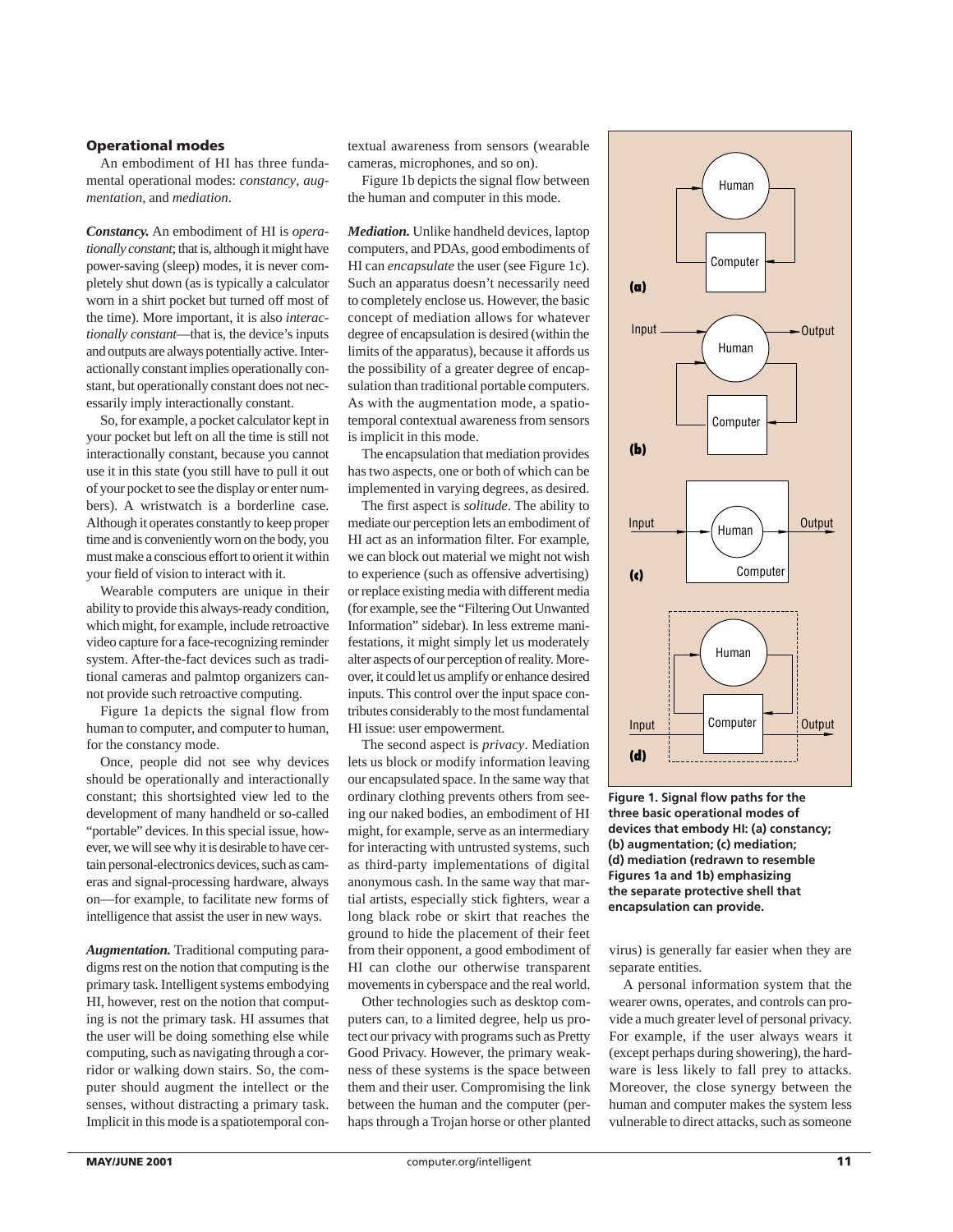### Operational modes

An embodiment of HI has three fundamental operational modes: *constancy*, *augmentation*, and *mediation*.

***Constancy.*** An embodiment of HI is *operationally constant*; that is, although it might have power-saving (sleep) modes, it is never completely shut down (as is typically a calculator worn in a shirt pocket but turned off most of the time). More important, it is also *interactionally constant*—that is, the device's inputs and outputs are always potentially active. Interactionally constant implies operationally constant, but operationally constant does not necessarily imply interactionally constant.

So, for example, a pocket calculator kept in your pocket but left on all the time is still not interactionally constant, because you cannot use it in this state (you still have to pull it out of your pocket to see the display or enter numbers). A wristwatch is a borderline case. Although it operates constantly to keep proper time and is conveniently worn on the body, you must make a conscious effort to orient it within your field of vision to interact with it.

Wearable computers are unique in their ability to provide this always-ready condition, which might, for example, include retroactive video capture for a face-recognizing reminder system. After-the-fact devices such as traditional cameras and palmtop organizers cannot provide such retroactive computing.

Figure 1a depicts the signal flow from human to computer, and computer to human, for the constancy mode.

Once, people did not see why devices should be operationally and interactionally constant; this shortsighted view led to the development of many handheld or so-called "portable" devices. In this special issue, however, we will see why it is desirable to have certain personal-electronics devices, such as cameras and signal-processing hardware, always on—for example, to facilitate new forms of intelligence that assist the user in new ways.

***Augmentation.*** Traditional computing paradigms rest on the notion that computing is the primary task. Intelligent systems embodying HI, however, rest on the notion that computing is not the primary task. HI assumes that the user will be doing something else while computing, such as navigating through a corridor or walking down stairs. So, the computer should augment the intellect or the senses, without distracting a primary task. Implicit in this mode is a spatiotemporal contextual awareness from sensors (wearable cameras, microphones, and so on).

Figure 1b depicts the signal flow between the human and computer in this mode.

***Mediation.*** Unlike handheld devices, laptop computers, and PDAs, good embodiments of HI can *encapsulate* the user (see Figure 1c). Such an apparatus doesn't necessarily need to completely enclose us. However, the basic concept of mediation allows for whatever degree of encapsulation is desired (within the limits of the apparatus), because it affords us the possibility of a greater degree of encapsulation than traditional portable computers. As with the augmentation mode, a spatiotemporal contextual awareness from sensors is implicit in this mode.

The encapsulation that mediation provides has two aspects, one or both of which can be implemented in varying degrees, as desired.

The first aspect is *solitude*. The ability to mediate our perception lets an embodiment of HI act as an information filter. For example, we can block out material we might not wish to experience (such as offensive advertising) or replace existing media with different media (for example, see the "Filtering Out Unwanted Information" sidebar). In less extreme manifestations, it might simply let us moderately alter aspects of our perception of reality. Moreover, it could let us amplify or enhance desired inputs. This control over the input space contributes considerably to the most fundamental HI issue: user empowerment.

The second aspect is *privacy*. Mediation lets us block or modify information leaving our encapsulated space. In the same way that ordinary clothing prevents others from seeing our naked bodies, an embodiment of HI might, for example, serve as an intermediary for interacting with untrusted systems, such as third-party implementations of digital anonymous cash. In the same way that martial artists, especially stick fighters, wear a long black robe or skirt that reaches the ground to hide the placement of their feet from their opponent, a good embodiment of HI can clothe our otherwise transparent movements in cyberspace and the real world.

Other technologies such as desktop computers can, to a limited degree, help us protect our privacy with programs such as Pretty Good Privacy. However, the primary weakness of these systems is the space between them and their user. Compromising the link between the human and the computer (perhaps through a Trojan horse or other planted virus) is generally far easier when they are separate entities.

A personal information system that the wearer owns, operates, and controls can provide a much greater level of personal privacy. For example, if the user always wears it (except perhaps during showering), the hardware is less likely to fall prey to attacks. Moreover, the close synergy between the human and computer makes the system less vulnerable to direct attacks, such as someone

**Figure 1. Signal flow paths for the three basic operational modes of devices that embody HI: (a) constancy; (b) augmentation; (c) mediation; (d) mediation (redrawn to resemble Figures 1a and 1b) emphasizing the separate protective shell that encapsulation can provide.**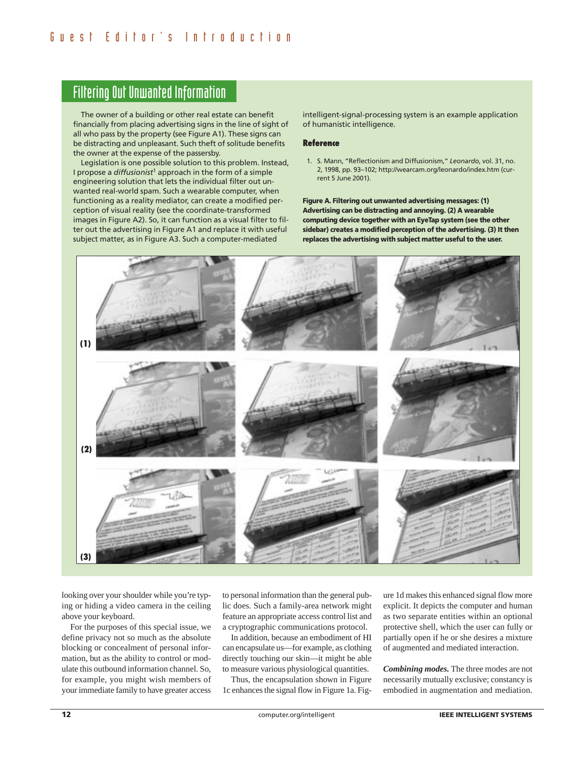## Filtering Out Unwanted Information

The owner of a building or other real estate can benefit financially from placing advertising signs in the line of sight of all who pass by the property (see Figure A1). These signs can be distracting and unpleasant. Such theft of solitude benefits the owner at the expense of the passersby.

Legislation is one possible solution to this problem. Instead, I propose a *diffusionist*[1] approach in the form of a simple engineering solution that lets the individual filter out unwanted real-world spam. Such a wearable computer, when functioning as a reality mediator, can create a modified perception of visual reality (see the coordinate-transformed images in Figure A2). So, it can function as a visual filter to filter out the advertising in Figure A1 and replace it with useful subject matter, as in Figure A3. Such a computer-mediated intelligent-signal-processing system is an example application of humanistic intelligence.

### Reference

1. S. Mann, "Reflectionism and Diffusionism," *Leonardo*, vol. 31, no. 2, 1998, pp. 93–102; http://wearcam.org/leonardo/index.htm (current 5 June 2001).

**Figure A. Filtering out unwanted advertising messages: (1) Advertising can be distracting and annoying. (2) A wearable computing device together with an EyeTap system (see the other sidebar) creates a modified perception of the advertising. (3) It then replaces the advertising with subject matter useful to the user.**

looking over your shoulder while you're typing or hiding a video camera in the ceiling above your keyboard.

For the purposes of this special issue, we define privacy not so much as the absolute blocking or concealment of personal information, but as the ability to control or modulate this outbound information channel. So, for example, you might wish members of your immediate family to have greater access to personal information than the general public does. Such a family-area network might feature an appropriate access control list and a cryptographic communications protocol.

In addition, because an embodiment of HI can encapsulate us—for example, as clothing directly touching our skin—it might be able to measure various physiological quantities.

Thus, the encapsulation shown in Figure 1c enhances the signal flow in Figure 1a. Figure 1d makes this enhanced signal flow more explicit. It depicts the computer and human as two separate entities within an optional protective shell, which the user can fully or partially open if he or she desires a mixture of augmented and mediated interaction.

***Combining modes.*** The three modes are not necessarily mutually exclusive; constancy is embodied in augmentation and mediation.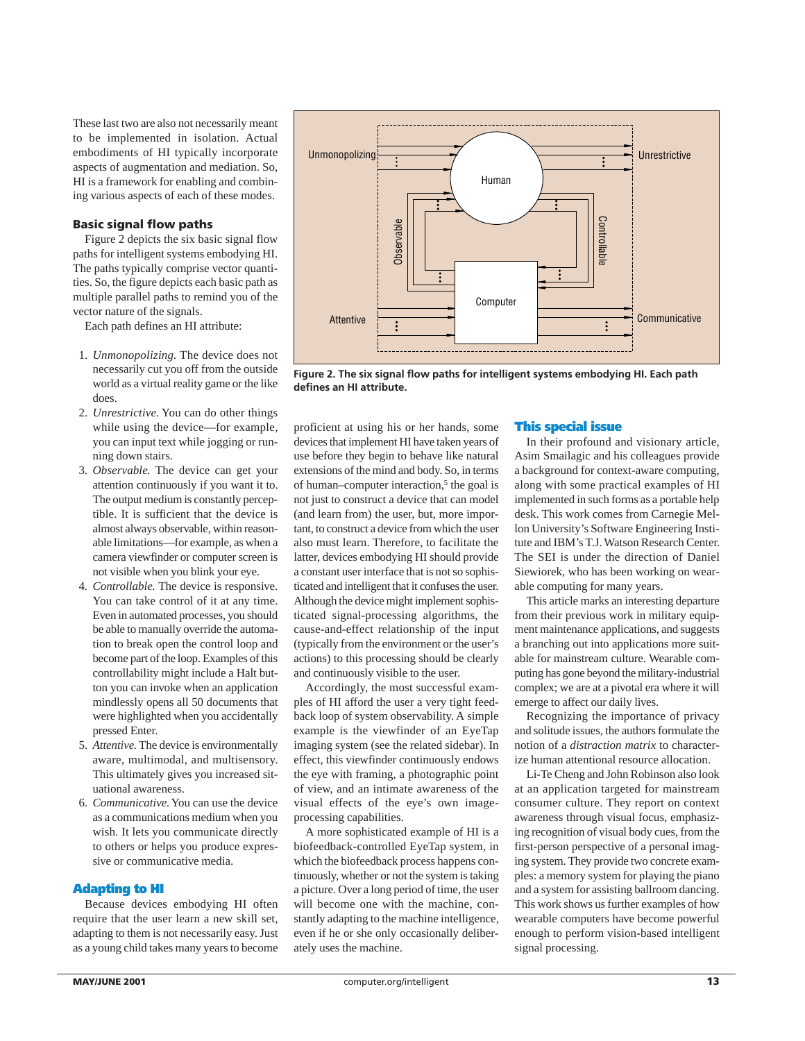These last two are also not necessarily meant to be implemented in isolation. Actual embodiments of HI typically incorporate aspects of augmentation and mediation. So, HI is a framework for enabling and combining various aspects of each of these modes.

### Basic signal flow paths

Figure 2 depicts the six basic signal flow paths for intelligent systems embodying HI. The paths typically comprise vector quantities. So, the figure depicts each basic path as multiple parallel paths to remind you of the vector nature of the signals.

Each path defines an HI attribute:

1. *Unmonopolizing.* The device does not necessarily cut you off from the outside world as a virtual reality game or the like does.
2. *Unrestrictive.* You can do other things while using the device—for example, you can input text while jogging or running down stairs.
3. *Observable.* The device can get your attention continuously if you want it to. The output medium is constantly perceptible. It is sufficient that the device is almost always observable, within reasonable limitations—for example, as when a camera viewfinder or computer screen is not visible when you blink your eye.
4. *Controllable.* The device is responsive. You can take control of it at any time. Even in automated processes, you should be able to manually override the automation to break open the control loop and become part of the loop. Examples of this controllability might include a Halt button you can invoke when an application mindlessly opens all 50 documents that were highlighted when you accidentally pressed Enter.
5. *Attentive.* The device is environmentally aware, multimodal, and multisensory. This ultimately gives you increased situational awareness.
6. *Communicative.* You can use the device as a communications medium when you wish. It lets you communicate directly to others or helps you produce expressive or communicative media.

Figure 2. The six signal flow paths for intelligent systems embodying HI. Each path defines an HI attribute.

### Adapting to HI

Because devices embodying HI often require that the user learn a new skill set, adapting to them is not necessarily easy. Just as a young child takes many years to become proficient at using his or her hands, some devices that implement HI have taken years of use before they begin to behave like natural extensions of the mind and body. So, in terms of human–computer interaction,[5] the goal is not just to construct a device that can model (and learn from) the user, but, more important, to construct a device from which the user also must learn. Therefore, to facilitate the latter, devices embodying HI should provide a constant user interface that is not so sophisticated and intelligent that it confuses the user. Although the device might implement sophisticated signal-processing algorithms, the cause-and-effect relationship of the input (typically from the environment or the user's actions) to this processing should be clearly and continuously visible to the user.

Accordingly, the most successful examples of HI afford the user a very tight feedback loop of system observability. A simple example is the viewfinder of an EyeTap imaging system (see the related sidebar). In effect, this viewfinder continuously endows the eye with framing, a photographic point of view, and an intimate awareness of the visual effects of the eye's own image-processing capabilities.

A more sophisticated example of HI is a biofeedback-controlled EyeTap system, in which the biofeedback process happens continuously, whether or not the system is taking a picture. Over a long period of time, the user will become one with the machine, constantly adapting to the machine intelligence, even if he or she only occasionally deliberately uses the machine.

### This special issue

In their profound and visionary article, Asim Smailagic and his colleagues provide a background for context-aware computing, along with some practical examples of HI implemented in such forms as a portable help desk. This work comes from Carnegie Mellon University's Software Engineering Institute and IBM's T.J. Watson Research Center. The SEI is under the direction of Daniel Siewiorek, who has been working on wearable computing for many years.

This article marks an interesting departure from their previous work in military equipment maintenance applications, and suggests a branching out into applications more suitable for mainstream culture. Wearable computing has gone beyond the military-industrial complex; we are at a pivotal era where it will emerge to affect our daily lives.

Recognizing the importance of privacy and solitude issues, the authors formulate the notion of a *distraction matrix* to characterize human attentional resource allocation.

Li-Te Cheng and John Robinson also look at an application targeted for mainstream consumer culture. They report on context awareness through visual focus, emphasizing recognition of visual body cues, from the first-person perspective of a personal imaging system. They provide two concrete examples: a memory system for playing the piano and a system for assisting ballroom dancing. This work shows us further examples of how wearable computers have become powerful enough to perform vision-based intelligent signal processing.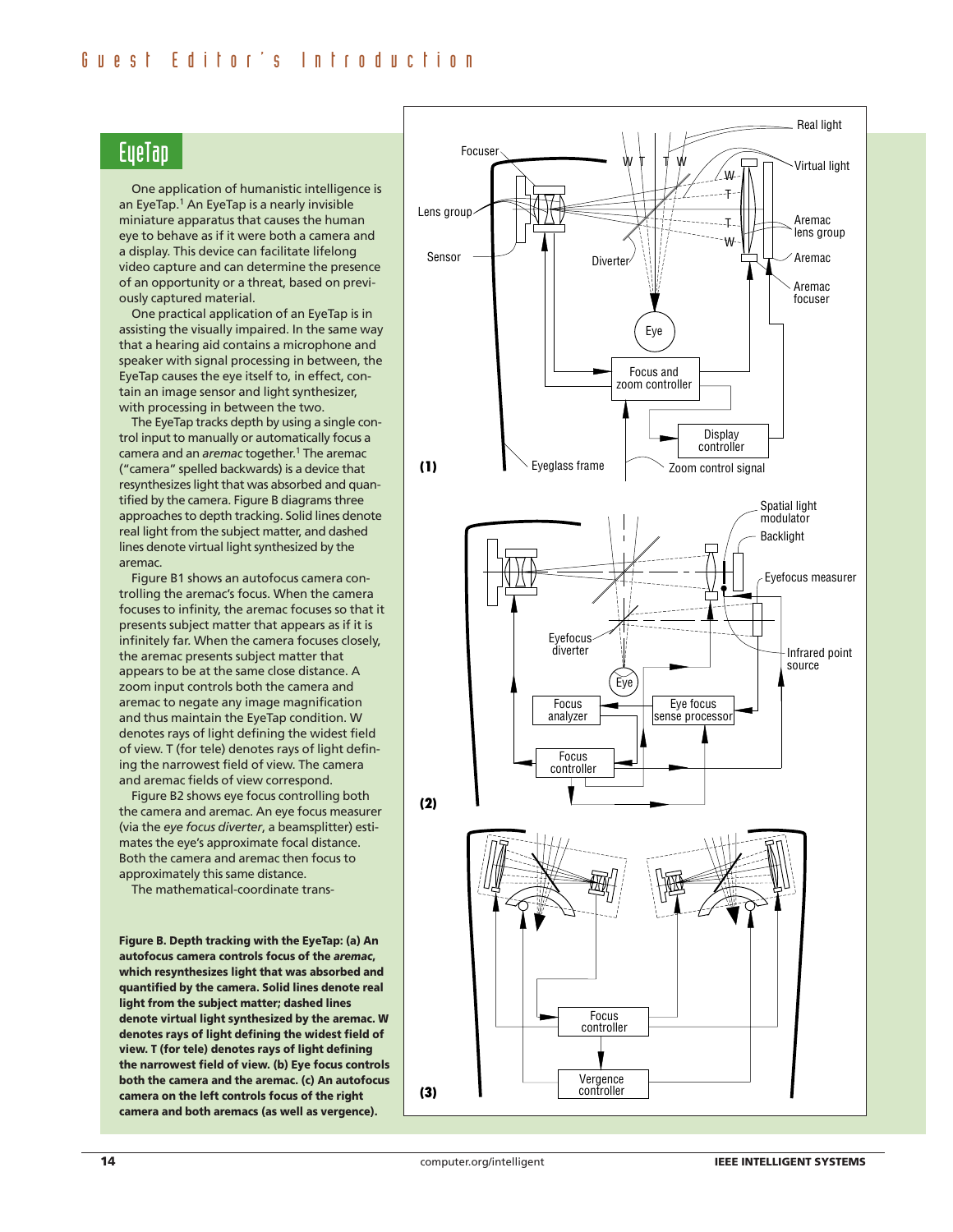## EyeTap

One application of humanistic intelligence is an EyeTap.[1] An EyeTap is a nearly invisible miniature apparatus that causes the human eye to behave as if it were both a camera and a display. This device can facilitate lifelong video capture and can determine the presence of an opportunity or a threat, based on previously captured material.

One practical application of an EyeTap is in assisting the visually impaired. In the same way that a hearing aid contains a microphone and speaker with signal processing in between, the EyeTap causes the eye itself to, in effect, contain an image sensor and light synthesizer, with processing in between the two.

The EyeTap tracks depth by using a single control input to manually or automatically focus a camera and an *aremac* together.[1] The aremac ("camera" spelled backwards) is a device that resynthesizes light that was absorbed and quantified by the camera. Figure B diagrams three approaches to depth tracking. Solid lines denote real light from the subject matter, and dashed lines denote virtual light synthesized by the aremac.

Figure B1 shows an autofocus camera controlling the aremac's focus. When the camera focuses to infinity, the aremac focuses so that it presents subject matter that appears as if it is infinitely far. When the camera focuses closely, the aremac presents subject matter that appears to be at the same close distance. A zoom input controls both the camera and aremac to negate any image magnification and thus maintain the EyeTap condition. W denotes rays of light defining the widest field of view. T (for tele) denotes rays of light defining the narrowest field of view. The camera and aremac fields of view correspond.

Figure B2 shows eye focus controlling both the camera and aremac. An eye focus measurer (via the *eye focus diverter*, a beamsplitter) estimates the eye's approximate focal distance. Both the camera and aremac then focus to approximately this same distance.

The mathematical-coordinate trans-

**Figure B. Depth tracking with the EyeTap: (a) An autofocus camera controls focus of the *aremac*, which resynthesizes light that was absorbed and quantified by the camera. Solid lines denote real light from the subject matter; dashed lines denote virtual light synthesized by the aremac. W denotes rays of light defining the widest field of view. T (for tele) denotes rays of light defining the narrowest field of view. (b) Eye focus controls both the camera and the aremac. (c) An autofocus camera on the left controls focus of the right camera and both aremacs (as well as vergence).**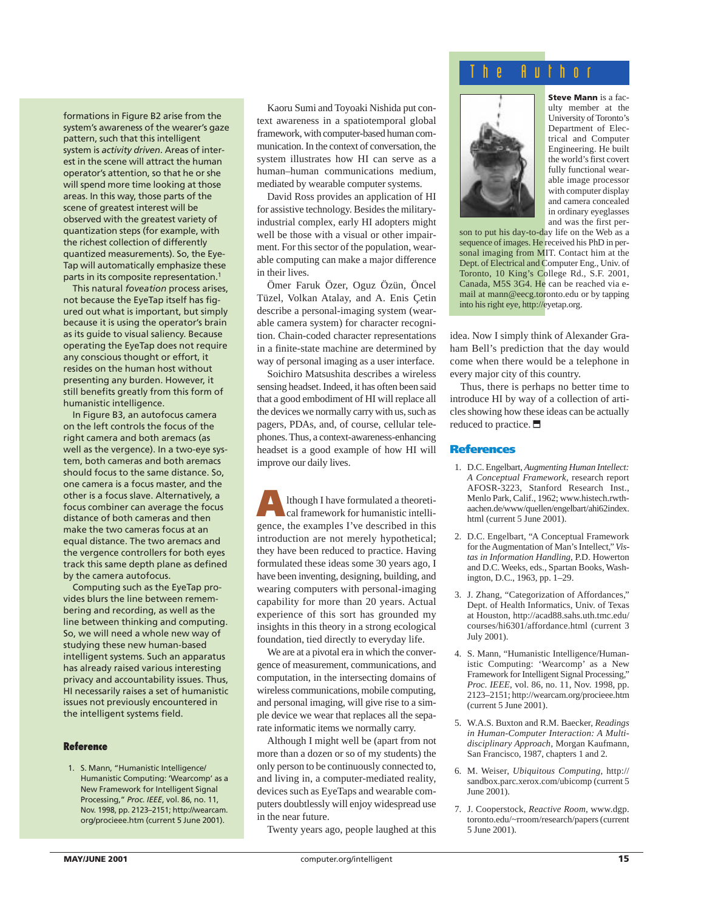formations in Figure B2 arise from the system's awareness of the wearer's gaze pattern, such that this intelligent system is *activity driven*. Areas of interest in the scene will attract the human operator's attention, so that he or she will spend more time looking at those areas. In this way, those parts of the scene of greatest interest will be observed with the greatest variety of quantization steps (for example, with the richest collection of differently quantized measurements). So, the EyeTap will automatically emphasize these parts in its composite representation.[1]

This natural *foveation* process arises, not because the EyeTap itself has figured out what is important, but simply because it is using the operator's brain as its guide to visual saliency. Because operating the EyeTap does not require any conscious thought or effort, it resides on the human host without presenting any burden. However, it still benefits greatly from this form of humanistic intelligence.

In Figure B3, an autofocus camera on the left controls the focus of the right camera and both aremacs (as well as the vergence). In a two-eye system, both cameras and both aremacs should focus to the same distance. So, one camera is a focus master, and the other is a focus slave. Alternatively, a focus combiner can average the focus distance of both cameras and then make the two cameras focus at an equal distance. The two aremacs and the vergence controllers for both eyes track this same depth plane as defined by the camera autofocus.

Computing such as the EyeTap provides blurs the line between remembering and recording, as well as the line between thinking and computing. So, we will need a whole new way of studying these new human-based intelligent systems. Such an apparatus has already raised various interesting privacy and accountability issues. Thus, HI necessarily raises a set of humanistic issues not previously encountered in the intelligent systems field.

### Reference

1. S. Mann, "Humanistic Intelligence/Humanistic Computing: 'Wearcomp' as a New Framework for Intelligent Signal Processing," *Proc. IEEE*, vol. 86, no. 11, Nov. 1998, pp. 2123–2151; http://wearcam.org/procieee.htm (current 5 June 2001).

Kaoru Sumi and Toyoaki Nishida put context awareness in a spatiotemporal global framework, with computer-based human communication. In the context of conversation, the system illustrates how HI can serve as a human–human communications medium, mediated by wearable computer systems.

David Ross provides an application of HI for assistive technology. Besides the military-industrial complex, early HI adopters might well be those with a visual or other impairment. For this sector of the population, wearable computing can make a major difference in their lives.

Ömer Faruk Özer, Oguz Özün, Öncel Tüzel, Volkan Atalay, and A. Enis Çetin describe a personal-imaging system (wearable camera system) for character recognition. Chain-coded character representations in a finite-state machine are determined by way of personal imaging as a user interface.

Soichiro Matsushita describes a wireless sensing headset. Indeed, it has often been said that a good embodiment of HI will replace all the devices we normally carry with us, such as pagers, PDAs, and, of course, cellular telephones. Thus, a context-awareness-enhancing headset is a good example of how HI will improve our daily lives.

Although I have formulated a theoretical framework for humanistic intelligence, the examples I've described in this introduction are not merely hypothetical; they have been reduced to practice. Having formulated these ideas some 30 years ago, I have been inventing, designing, building, and wearing computers with personal-imaging capability for more than 20 years. Actual experience of this sort has grounded my insights in this theory in a strong ecological foundation, tied directly to everyday life.

We are at a pivotal era in which the convergence of measurement, communications, and computation, in the intersecting domains of wireless communications, mobile computing, and personal imaging, will give rise to a simple device we wear that replaces all the separate informatic items we normally carry.

Although I might well be (apart from not more than a dozen or so of my students) the only person to be continuously connected to, and living in, a computer-mediated reality, devices such as EyeTaps and wearable computers doubtlessly will enjoy widespread use in the near future.

Twenty years ago, people laughed at this idea. Now I simply think of Alexander Graham Bell's prediction that the day would come when there would be a telephone in every major city of this country.

Thus, there is perhaps no better time to introduce HI by way of a collection of articles showing how these ideas can be actually reduced to practice.

## The Author

**Steve Mann** is a faculty member at the University of Toronto's Department of Electrical and Computer Engineering. He built the world's first covert fully functional wearable image processor with computer display and camera concealed in ordinary eyeglasses and was the first person to put his day-to-day life on the Web as a sequence of images. He received his PhD in personal imaging from MIT. Contact him at the Dept. of Electrical and Computer Eng., Univ. of Toronto, 10 King's College Rd., S.F. 2001, Canada, M5S 3G4. He can be reached via e-mail at mann@eecg.toronto.edu or by tapping into his right eye, http://eyetap.org.

## References

1. D.C. Engelbart, *Augmenting Human Intellect: A Conceptual Framework*, research report AFOSR-3223, Stanford Research Inst., Menlo Park, Calif., 1962; www.histech.rwth-aachen.de/www/quellen/engelbart/ahi62index.html (current 5 June 2001).
2. D.C. Engelbart, "A Conceptual Framework for the Augmentation of Man's Intellect," *Vistas in Information Handling*, P.D. Howerton and D.C. Weeks, eds., Spartan Books, Washington, D.C., 1963, pp. 1–29.
3. J. Zhang, "Categorization of Affordances," Dept. of Health Informatics, Univ. of Texas at Houston, http://acad88.sahs.uth.tmc.edu/courses/hi6301/affordance.html (current 3 July 2001).
4. S. Mann, "Humanistic Intelligence/Humanistic Computing: 'Wearcomp' as a New Framework for Intelligent Signal Processing," *Proc. IEEE*, vol. 86, no. 11, Nov. 1998, pp. 2123–2151; http://wearcam.org/procieee.htm (current 5 June 2001).
5. W.A.S. Buxton and R.M. Baecker, *Readings in Human-Computer Interaction: A Multidisciplinary Approach*, Morgan Kaufmann, San Francisco, 1987, chapters 1 and 2.
6. M. Weiser, *Ubiquitous Computing*, http://sandbox.parc.xerox.com/ubicomp (current 5 June 2001).
7. J. Cooperstock, *Reactive Room*, www.dgp.toronto.edu/~rroom/research/papers (current 5 June 2001).